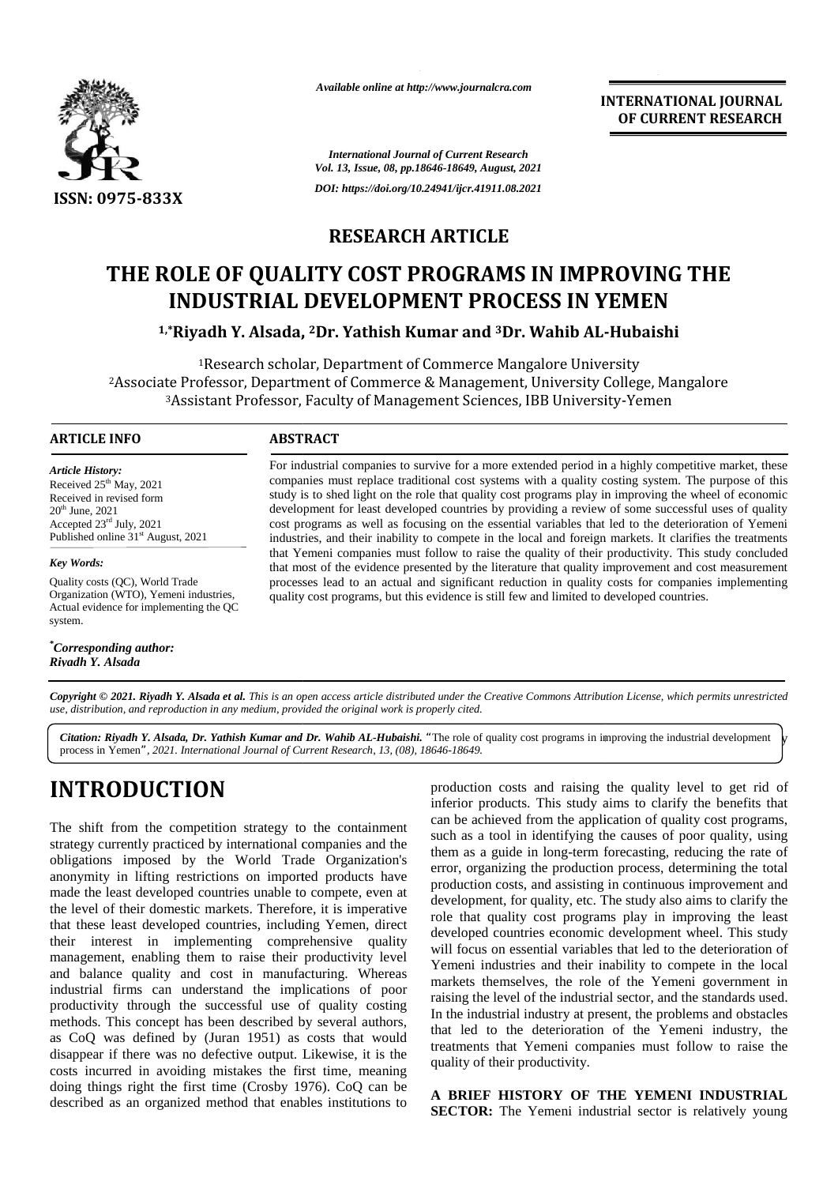*Available online at http://www.journalcra.com*

**INTERNATIONAL JOURNAL OF CURRENT RESEARCH**

*International Journal of Current Research*
*Vol. 13, Issue, 08, pp.18646-18649, August, 2021*

*DOI: https://doi.org/10.24941/ijcr.41911.08.2021*

ISSN: 0975-833X

## RESEARCH ARTICLE

# THE ROLE OF QUALITY COST PROGRAMS IN IMPROVING THE INDUSTRIAL DEVELOPMENT PROCESS IN YEMEN

**[1,*]Riyadh Y. Alsada, [2]Dr. Yathish Kumar and [3]Dr. Wahib AL-Hubaishi**

[1]Research scholar, Department of Commerce Mangalore University
[2]Associate Professor, Department of Commerce & Management, University College, Mangalore
[3]Assistant Professor, Faculty of Management Sciences, IBB University-Yemen

### ARTICLE INFO

*Article History:*
Received 25th May, 2021
Received in revised form
20th June, 2021
Accepted 23rd July, 2021
Published online 31st August, 2021

*Key Words:*
Quality costs (QC), World Trade Organization (WTO), Yemeni industries, Actual evidence for implementing the QC system.

*Corresponding author:*
*Riyadh Y. Alsada*

### ABSTRACT

For industrial companies to survive for a more extended period in a highly competitive market, these companies must replace traditional cost systems with a quality costing system. The purpose of this study is to shed light on the role that quality cost programs play in improving the wheel of economic development for least developed countries by providing a review of some successful uses of quality cost programs as well as focusing on the essential variables that led to the deterioration of Yemeni industries, and their inability to compete in the local and foreign markets. It clarifies the treatments that Yemeni companies must follow to raise the quality of their productivity. This study concluded that most of the evidence presented by the literature that quality improvement and cost measurement processes lead to an actual and significant reduction in quality costs for companies implementing quality cost programs, but this evidence is still few and limited to developed countries.

*Copyright © 2021. Riyadh Y. Alsada et al. This is an open access article distributed under the Creative Commons Attribution License, which permits unrestricted use, distribution, and reproduction in any medium, provided the original work is properly cited.*

*Citation: Riyadh Y. Alsada, Dr. Yathish Kumar and Dr. Wahib AL-Hubaishi.* "The role of quality cost programs in improving the industrial development process in Yemen", *2021. International Journal of Current Research, 13, (08), 18646-18649.*

# INTRODUCTION

The shift from the competition strategy to the containment strategy currently practiced by international companies and the obligations imposed by the World Trade Organization's anonymity in lifting restrictions on imported products have made the least developed countries unable to compete, even at the level of their domestic markets. Therefore, it is imperative that these least developed countries, including Yemen, direct their interest in implementing comprehensive quality management, enabling them to raise their productivity level and balance quality and cost in manufacturing. Whereas industrial firms can understand the implications of poor productivity through the successful use of quality costing methods. This concept has been described by several authors, as CoQ was defined by (Juran 1951) as costs that would disappear if there was no defective output. Likewise, it is the costs incurred in avoiding mistakes the first time, meaning doing things right the first time (Crosby 1976). CoQ can be described as an organized method that enables institutions to production costs and raising the quality level to get rid of inferior products. This study aims to clarify the benefits that can be achieved from the application of quality cost programs, such as a tool in identifying the causes of poor quality, using them as a guide in long-term forecasting, reducing the rate of error, organizing the production process, determining the total production costs, and assisting in continuous improvement and development, for quality, etc. The study also aims to clarify the role that quality cost programs play in improving the least developed countries economic development wheel. This study will focus on essential variables that led to the deterioration of Yemeni industries and their inability to compete in the local markets themselves, the role of the Yemeni government in raising the level of the industrial sector, and the standards used. In the industrial industry at present, the problems and obstacles that led to the deterioration of the Yemeni industry, the treatments that Yemeni companies must follow to raise the quality of their productivity.

**A BRIEF HISTORY OF THE YEMENI INDUSTRIAL SECTOR:** The Yemeni industrial sector is relatively young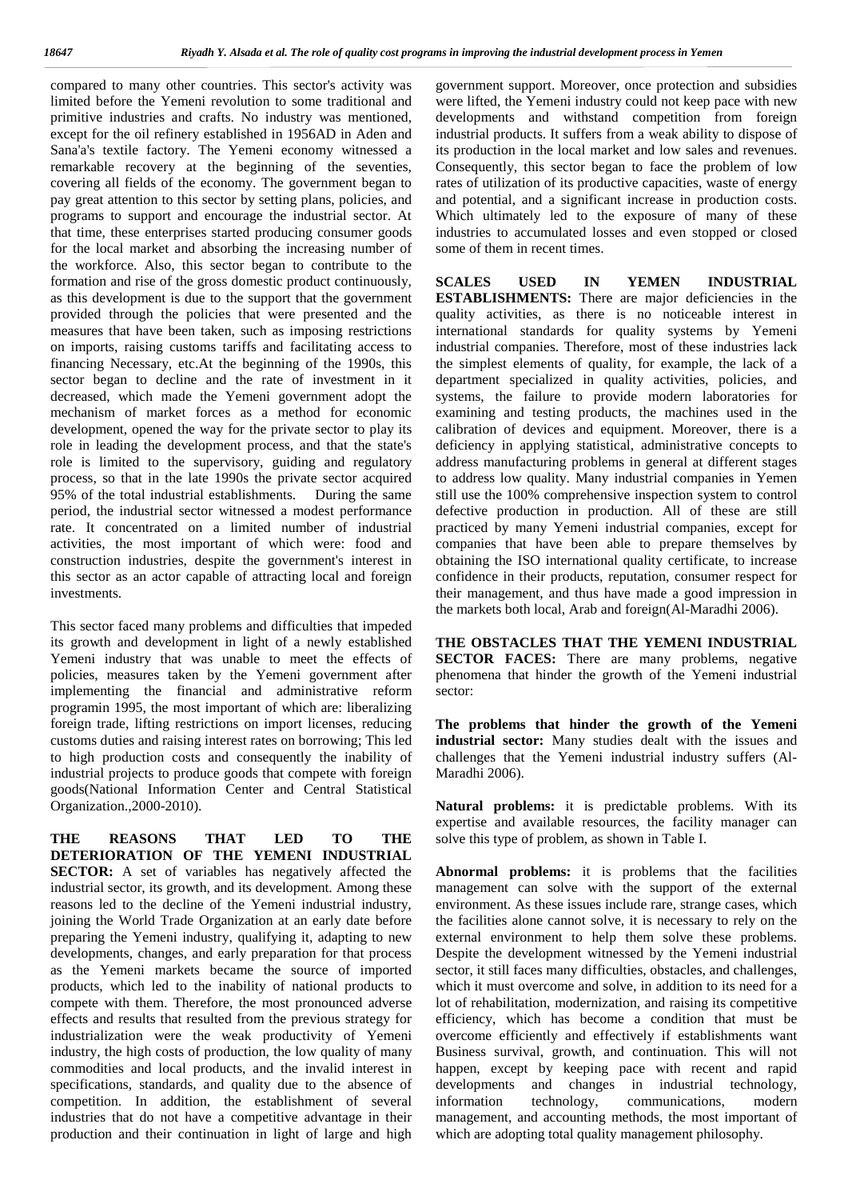compared to many other countries. This sector's activity was limited before the Yemeni revolution to some traditional and primitive industries and crafts. No industry was mentioned, except for the oil refinery established in 1956AD in Aden and Sana'a's textile factory. The Yemeni economy witnessed a remarkable recovery at the beginning of the seventies, covering all fields of the economy. The government began to pay great attention to this sector by setting plans, policies, and programs to support and encourage the industrial sector. At that time, these enterprises started producing consumer goods for the local market and absorbing the increasing number of the workforce. Also, this sector began to contribute to the formation and rise of the gross domestic product continuously, as this development is due to the support that the government provided through the policies that were presented and the measures that have been taken, such as imposing restrictions on imports, raising customs tariffs and facilitating access to financing Necessary, etc.At the beginning of the 1990s, this sector began to decline and the rate of investment in it decreased, which made the Yemeni government adopt the mechanism of market forces as a method for economic development, opened the way for the private sector to play its role in leading the development process, and that the state's role is limited to the supervisory, guiding and regulatory process, so that in the late 1990s the private sector acquired 95% of the total industrial establishments. During the same period, the industrial sector witnessed a modest performance rate. It concentrated on a limited number of industrial activities, the most important of which were: food and construction industries, despite the government's interest in this sector as an actor capable of attracting local and foreign investments.

This sector faced many problems and difficulties that impeded its growth and development in light of a newly established Yemeni industry that was unable to meet the effects of policies, measures taken by the Yemeni government after implementing the financial and administrative reform programin 1995, the most important of which are: liberalizing foreign trade, lifting restrictions on import licenses, reducing customs duties and raising interest rates on borrowing; This led to high production costs and consequently the inability of industrial projects to produce goods that compete with foreign goods(National Information Center and Central Statistical Organization.,2000-2010).

**THE REASONS THAT LED TO THE DETERIORATION OF THE YEMENI INDUSTRIAL SECTOR:** A set of variables has negatively affected the industrial sector, its growth, and its development. Among these reasons led to the decline of the Yemeni industrial industry, joining the World Trade Organization at an early date before preparing the Yemeni industry, qualifying it, adapting to new developments, changes, and early preparation for that process as the Yemeni markets became the source of imported products, which led to the inability of national products to compete with them. Therefore, the most pronounced adverse effects and results that resulted from the previous strategy for industrialization were the weak productivity of Yemeni industry, the high costs of production, the low quality of many commodities and local products, and the invalid interest in specifications, standards, and quality due to the absence of competition. In addition, the establishment of several industries that do not have a competitive advantage in their production and their continuation in light of large and high government support. Moreover, once protection and subsidies were lifted, the Yemeni industry could not keep pace with new developments and withstand competition from foreign industrial products. It suffers from a weak ability to dispose of its production in the local market and low sales and revenues. Consequently, this sector began to face the problem of low rates of utilization of its productive capacities, waste of energy and potential, and a significant increase in production costs. Which ultimately led to the exposure of many of these industries to accumulated losses and even stopped or closed some of them in recent times.

**SCALES USED IN YEMEN INDUSTRIAL ESTABLISHMENTS:** There are major deficiencies in the quality activities, as there is no noticeable interest in international standards for quality systems by Yemeni industrial companies. Therefore, most of these industries lack the simplest elements of quality, for example, the lack of a department specialized in quality activities, policies, and systems, the failure to provide modern laboratories for examining and testing products, the machines used in the calibration of devices and equipment. Moreover, there is a deficiency in applying statistical, administrative concepts to address manufacturing problems in general at different stages to address low quality. Many industrial companies in Yemen still use the 100% comprehensive inspection system to control defective production in production. All of these are still practiced by many Yemeni industrial companies, except for companies that have been able to prepare themselves by obtaining the ISO international quality certificate, to increase confidence in their products, reputation, consumer respect for their management, and thus have made a good impression in the markets both local, Arab and foreign(Al-Maradhi 2006).

**THE OBSTACLES THAT THE YEMENI INDUSTRIAL SECTOR FACES:** There are many problems, negative phenomena that hinder the growth of the Yemeni industrial sector:

**The problems that hinder the growth of the Yemeni industrial sector:** Many studies dealt with the issues and challenges that the Yemeni industrial industry suffers (Al-Maradhi 2006).

**Natural problems:** it is predictable problems. With its expertise and available resources, the facility manager can solve this type of problem, as shown in Table I.

**Abnormal problems:** it is problems that the facilities management can solve with the support of the external environment. As these issues include rare, strange cases, which the facilities alone cannot solve, it is necessary to rely on the external environment to help them solve these problems. Despite the development witnessed by the Yemeni industrial sector, it still faces many difficulties, obstacles, and challenges, which it must overcome and solve, in addition to its need for a lot of rehabilitation, modernization, and raising its competitive efficiency, which has become a condition that must be overcome efficiently and effectively if establishments want Business survival, growth, and continuation. This will not happen, except by keeping pace with recent and rapid developments and changes in industrial technology, information technology, communications, modern management, and accounting methods, the most important of which are adopting total quality management philosophy.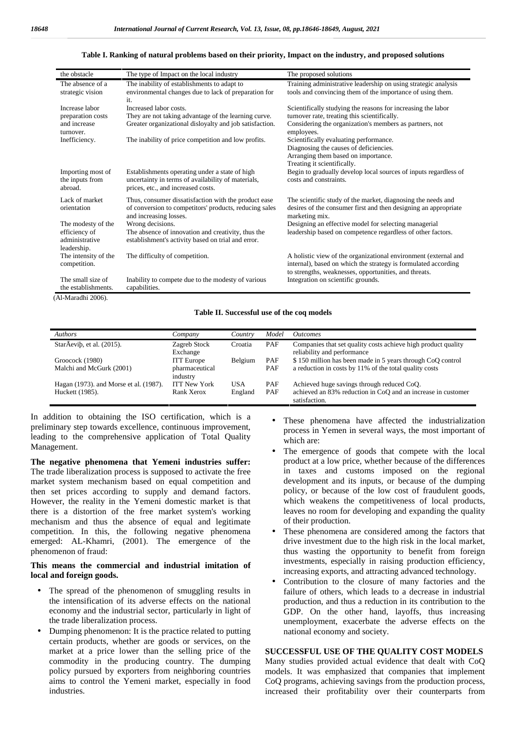**Table I. Ranking of natural problems based on their priority, Impact on the industry, and proposed solutions**

| the obstacle | The type of Impact on the local industry | The proposed solutions |
|---|---|---|
| The absence of a strategic vision | The inability of establishments to adapt to environmental changes due to lack of preparation for it. | Training administrative leadership on using strategic analysis tools and convincing them of the importance of using them. |
| Increase labor preparation costs and increase turnover. | Increased labor costs. They are not taking advantage of the learning curve. Greater organizational disloyalty and job satisfaction. | Scientifically studying the reasons for increasing the labor turnover rate, treating this scientifically. Considering the organization's members as partners, not employees. |
| Inefficiency. | The inability of price competition and low profits. | Scientifically evaluating performance. Diagnosing the causes of deficiencies. Arranging them based on importance. Treating it scientifically. |
| Importing most of the inputs from abroad. | Establishments operating under a state of high uncertainty in terms of availability of materials, prices, etc., and increased costs. | Begin to gradually develop local sources of inputs regardless of costs and constraints. |
| Lack of market orientation | Thus, consumer dissatisfaction with the product ease of conversion to competitors' products, reducing sales and increasing losses. | The scientific study of the market, diagnosing the needs and desires of the consumer first and then designing an appropriate marketing mix. |
| The modesty of the efficiency of administrative leadership. | Wrong decisions. The absence of innovation and creativity, thus the establishment's activity based on trial and error. | Designing an effective model for selecting managerial leadership based on competence regardless of other factors. |
| The intensity of the competition. | The difficulty of competition. | A holistic view of the organizational environment (external and internal), based on which the strategy is formulated according to strengths, weaknesses, opportunities, and threats. |
| The small size of the establishments. | Inability to compete due to the modesty of various capabilities. | Integration on scientific grounds. |

(Al-Maradhi 2006).

**Table II. Successful use of the coq models**

| *Authors* | *Company* | *Country* | *Model* | *Outcomes* |
|---|---|---|---|---|
| StarÃeviþ, et al. (2015). | Zagreb Stock Exchange | Croatia | PAF | Companies that set quality costs achieve high product quality reliability and performance |
| Groocock (1980) | ITT Europe | Belgium | PAF | $ 150 million has been made in 5 years through CoQ control |
| Malchi and McGurk (2001) | pharmaceutical industry | | PAF | a reduction in costs by 11% of the total quality costs |
| Hagan (1973). and Morse et al. (1987). | ITT New York | USA | PAF | Achieved huge savings through reduced CoQ. |
| Huckett (1985). | Rank Xerox | England | PAF | achieved an 83% reduction in CoQ and an increase in customer satisfaction. |

In addition to obtaining the ISO certification, which is a preliminary step towards excellence, continuous improvement, leading to the comprehensive application of Total Quality Management.

**The negative phenomena that Yemeni industries suffer:** The trade liberalization process is supposed to activate the free market system mechanism based on equal competition and then set prices according to supply and demand factors. However, the reality in the Yemeni domestic market is that there is a distortion of the free market system's working mechanism and thus the absence of equal and legitimate competition. In this, the following negative phenomena emerged: AL-Khamri, (2001). The emergence of the phenomenon of fraud:

**This means the commercial and industrial imitation of local and foreign goods.**

- The spread of the phenomenon of smuggling results in the intensification of its adverse effects on the national economy and the industrial sector, particularly in light of the trade liberalization process.
- Dumping phenomenon: It is the practice related to putting certain products, whether are goods or services, on the market at a price lower than the selling price of the commodity in the producing country. The dumping policy pursued by exporters from neighboring countries aims to control the Yemeni market, especially in food industries.
- These phenomena have affected the industrialization process in Yemen in several ways, the most important of which are:
- The emergence of goods that compete with the local product at a low price, whether because of the differences in taxes and customs imposed on the regional development and its inputs, or because of the dumping policy, or because of the low cost of fraudulent goods, which weakens the competitiveness of local products, leaves no room for developing and expanding the quality of their production.
- These phenomena are considered among the factors that drive investment due to the high risk in the local market, thus wasting the opportunity to benefit from foreign investments, especially in raising production efficiency, increasing exports, and attracting advanced technology.
- Contribution to the closure of many factories and the failure of others, which leads to a decrease in industrial production, and thus a reduction in its contribution to the GDP. On the other hand, layoffs, thus increasing unemployment, exacerbate the adverse effects on the national economy and society.

## SUCCESSFUL USE OF THE QUALITY COST MODELS

Many studies provided actual evidence that dealt with CoQ models. It was emphasized that companies that implement CoQ programs, achieving savings from the production process, increased their profitability over their counterparts from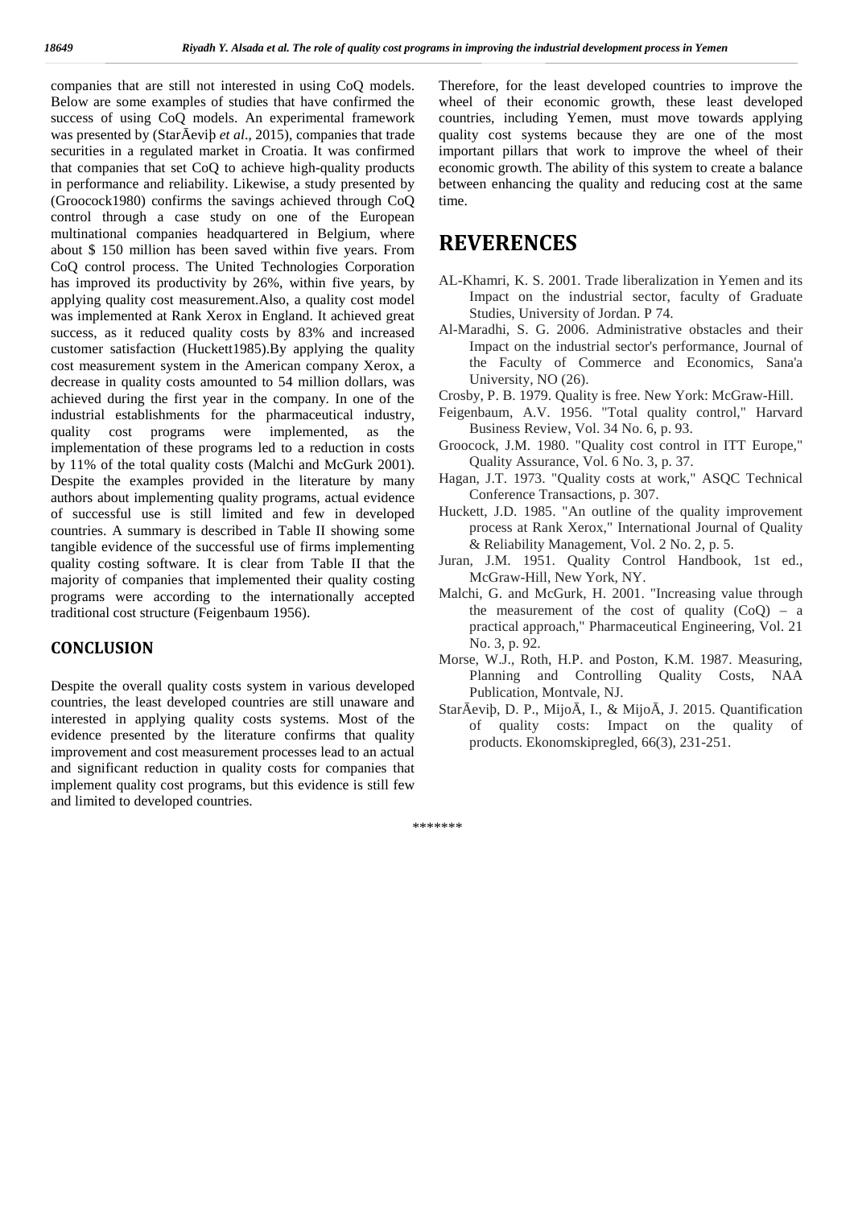companies that are still not interested in using CoQ models. Below are some examples of studies that have confirmed the success of using CoQ models. An experimental framework was presented by (StarÃeviþ *et al*., 2015), companies that trade securities in a regulated market in Croatia. It was confirmed that companies that set CoQ to achieve high-quality products in performance and reliability. Likewise, a study presented by (Groocock1980) confirms the savings achieved through CoQ control through a case study on one of the European multinational companies headquartered in Belgium, where about $ 150 million has been saved within five years. From CoQ control process. The United Technologies Corporation has improved its productivity by 26%, within five years, by applying quality cost measurement.Also, a quality cost model was implemented at Rank Xerox in England. It achieved great success, as it reduced quality costs by 83% and increased customer satisfaction (Huckett1985).By applying the quality cost measurement system in the American company Xerox, a decrease in quality costs amounted to 54 million dollars, was achieved during the first year in the company. In one of the industrial establishments for the pharmaceutical industry, quality cost programs were implemented, as the implementation of these programs led to a reduction in costs by 11% of the total quality costs (Malchi and McGurk 2001). Despite the examples provided in the literature by many authors about implementing quality programs, actual evidence of successful use is still limited and few in developed countries. A summary is described in Table II showing some tangible evidence of the successful use of firms implementing quality costing software. It is clear from Table II that the majority of companies that implemented their quality costing programs were according to the internationally accepted traditional cost structure (Feigenbaum 1956).

## CONCLUSION

Despite the overall quality costs system in various developed countries, the least developed countries are still unaware and interested in applying quality costs systems. Most of the evidence presented by the literature confirms that quality improvement and cost measurement processes lead to an actual and significant reduction in quality costs for companies that implement quality cost programs, but this evidence is still few and limited to developed countries.

Therefore, for the least developed countries to improve the wheel of their economic growth, these least developed countries, including Yemen, must move towards applying quality cost systems because they are one of the most important pillars that work to improve the wheel of their economic growth. The ability of this system to create a balance between enhancing the quality and reducing cost at the same time.

## REVERENCES

AL-Khamri, K. S. 2001. Trade liberalization in Yemen and its Impact on the industrial sector, faculty of Graduate Studies, University of Jordan. P 74.

Al-Maradhi, S. G. 2006. Administrative obstacles and their Impact on the industrial sector's performance, Journal of the Faculty of Commerce and Economics, Sana'a University, NO (26).

Crosby, P. B. 1979. Quality is free. New York: McGraw-Hill.

Feigenbaum, A.V. 1956. "Total quality control," Harvard Business Review, Vol. 34 No. 6, p. 93.

Groocock, J.M. 1980. "Quality cost control in ITT Europe," Quality Assurance, Vol. 6 No. 3, p. 37.

Hagan, J.T. 1973. "Quality costs at work," ASQC Technical Conference Transactions, p. 307.

Huckett, J.D. 1985. "An outline of the quality improvement process at Rank Xerox," International Journal of Quality & Reliability Management, Vol. 2 No. 2, p. 5.

Juran, J.M. 1951. Quality Control Handbook, 1st ed., McGraw-Hill, New York, NY.

Malchi, G. and McGurk, H. 2001. "Increasing value through the measurement of the cost of quality (CoQ) – a practical approach," Pharmaceutical Engineering, Vol. 21 No. 3, p. 92.

Morse, W.J., Roth, H.P. and Poston, K.M. 1987. Measuring, Planning and Controlling Quality Costs, NAA Publication, Montvale, NJ.

StarÃeviþ, D. P., MijoÃ, I., & MijoÃ, J. 2015. Quantification of quality costs: Impact on the quality of products. Ekonomskipregled, 66(3), 231-251.

*******